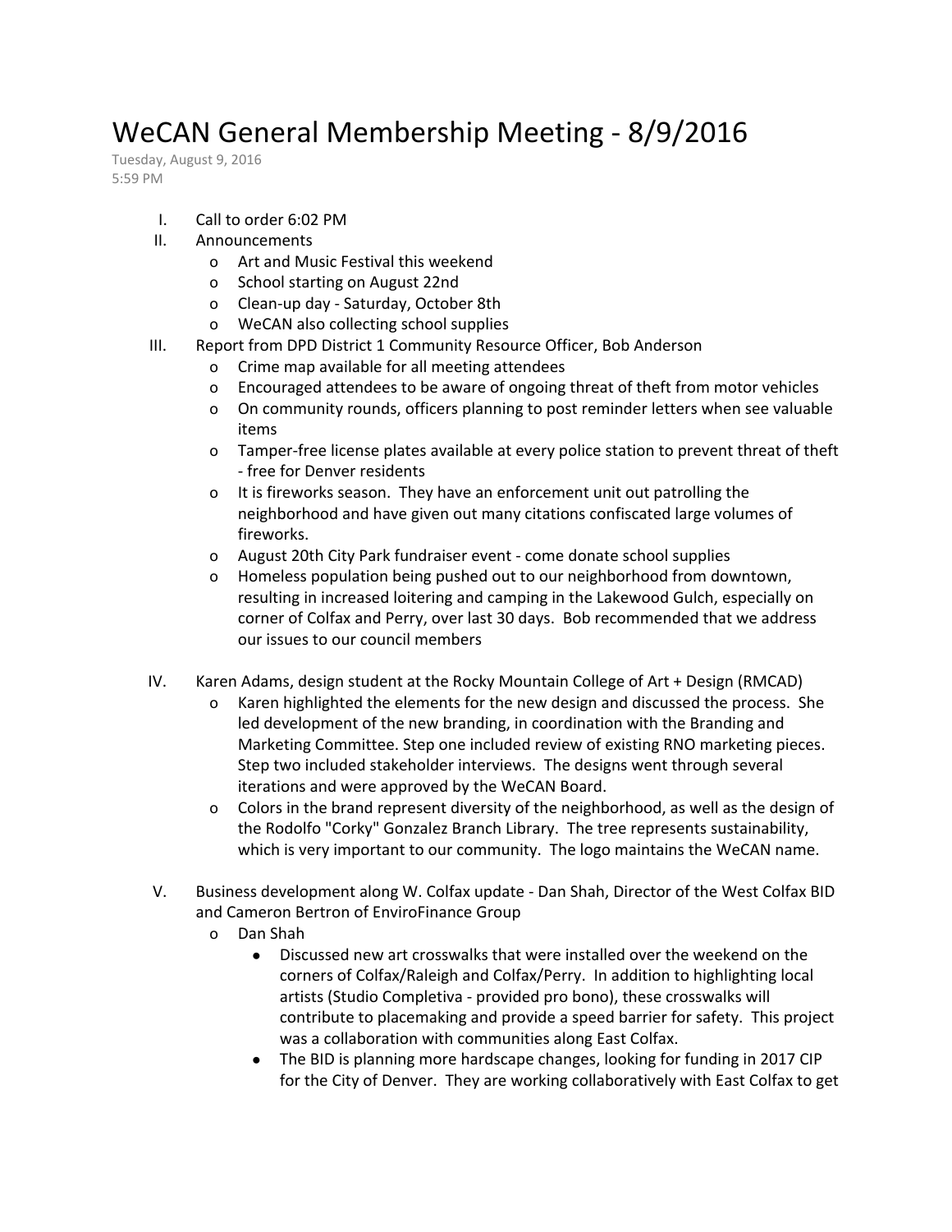# WeCAN General Membership Meeting - 8/9/2016

Tuesday, August 9, 2016
5:59 PM

I. Call to order 6:02 PM
II. Announcements
   - Art and Music Festival this weekend
   - School starting on August 22nd
   - Clean-up day - Saturday, October 8th
   - WeCAN also collecting school supplies
III. Report from DPD District 1 Community Resource Officer, Bob Anderson
   - Crime map available for all meeting attendees
   - Encouraged attendees to be aware of ongoing threat of theft from motor vehicles
   - On community rounds, officers planning to post reminder letters when see valuable items
   - Tamper-free license plates available at every police station to prevent threat of theft - free for Denver residents
   - It is fireworks season. They have an enforcement unit out patrolling the neighborhood and have given out many citations confiscated large volumes of fireworks.
   - August 20th City Park fundraiser event - come donate school supplies
   - Homeless population being pushed out to our neighborhood from downtown, resulting in increased loitering and camping in the Lakewood Gulch, especially on corner of Colfax and Perry, over last 30 days. Bob recommended that we address our issues to our council members

IV. Karen Adams, design student at the Rocky Mountain College of Art + Design (RMCAD)
   - Karen highlighted the elements for the new design and discussed the process. She led development of the new branding, in coordination with the Branding and Marketing Committee. Step one included review of existing RNO marketing pieces. Step two included stakeholder interviews. The designs went through several iterations and were approved by the WeCAN Board.
   - Colors in the brand represent diversity of the neighborhood, as well as the design of the Rodolfo "Corky" Gonzalez Branch Library. The tree represents sustainability, which is very important to our community. The logo maintains the WeCAN name.

V. Business development along W. Colfax update - Dan Shah, Director of the West Colfax BID and Cameron Bertron of EnviroFinance Group
   - Dan Shah
     - Discussed new art crosswalks that were installed over the weekend on the corners of Colfax/Raleigh and Colfax/Perry. In addition to highlighting local artists (Studio Completiva - provided pro bono), these crosswalks will contribute to placemaking and provide a speed barrier for safety. This project was a collaboration with communities along East Colfax.
     - The BID is planning more hardscape changes, looking for funding in 2017 CIP for the City of Denver. They are working collaboratively with East Colfax to get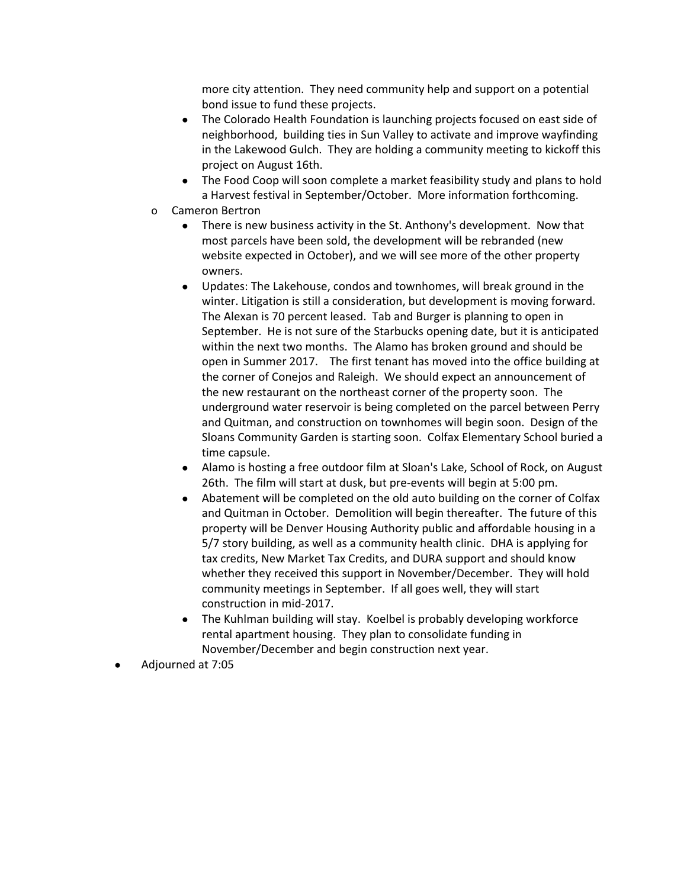more city attention. They need community help and support on a potential bond issue to fund these projects.

- The Colorado Health Foundation is launching projects focused on east side of neighborhood, building ties in Sun Valley to activate and improve wayfinding in the Lakewood Gulch. They are holding a community meeting to kickoff this project on August 16th.
- The Food Coop will soon complete a market feasibility study and plans to hold a Harvest festival in September/October. More information forthcoming.

- Cameron Bertron
  - There is new business activity in the St. Anthony's development. Now that most parcels have been sold, the development will be rebranded (new website expected in October), and we will see more of the other property owners.
  - Updates: The Lakehouse, condos and townhomes, will break ground in the winter. Litigation is still a consideration, but development is moving forward. The Alexan is 70 percent leased. Tab and Burger is planning to open in September. He is not sure of the Starbucks opening date, but it is anticipated within the next two months. The Alamo has broken ground and should be open in Summer 2017. The first tenant has moved into the office building at the corner of Conejos and Raleigh. We should expect an announcement of the new restaurant on the northeast corner of the property soon. The underground water reservoir is being completed on the parcel between Perry and Quitman, and construction on townhomes will begin soon. Design of the Sloans Community Garden is starting soon. Colfax Elementary School buried a time capsule.
  - Alamo is hosting a free outdoor film at Sloan's Lake, School of Rock, on August 26th. The film will start at dusk, but pre-events will begin at 5:00 pm.
  - Abatement will be completed on the old auto building on the corner of Colfax and Quitman in October. Demolition will begin thereafter. The future of this property will be Denver Housing Authority public and affordable housing in a 5/7 story building, as well as a community health clinic. DHA is applying for tax credits, New Market Tax Credits, and DURA support and should know whether they received this support in November/December. They will hold community meetings in September. If all goes well, they will start construction in mid-2017.
  - The Kuhlman building will stay. Koelbel is probably developing workforce rental apartment housing. They plan to consolidate funding in November/December and begin construction next year.

- Adjourned at 7:05